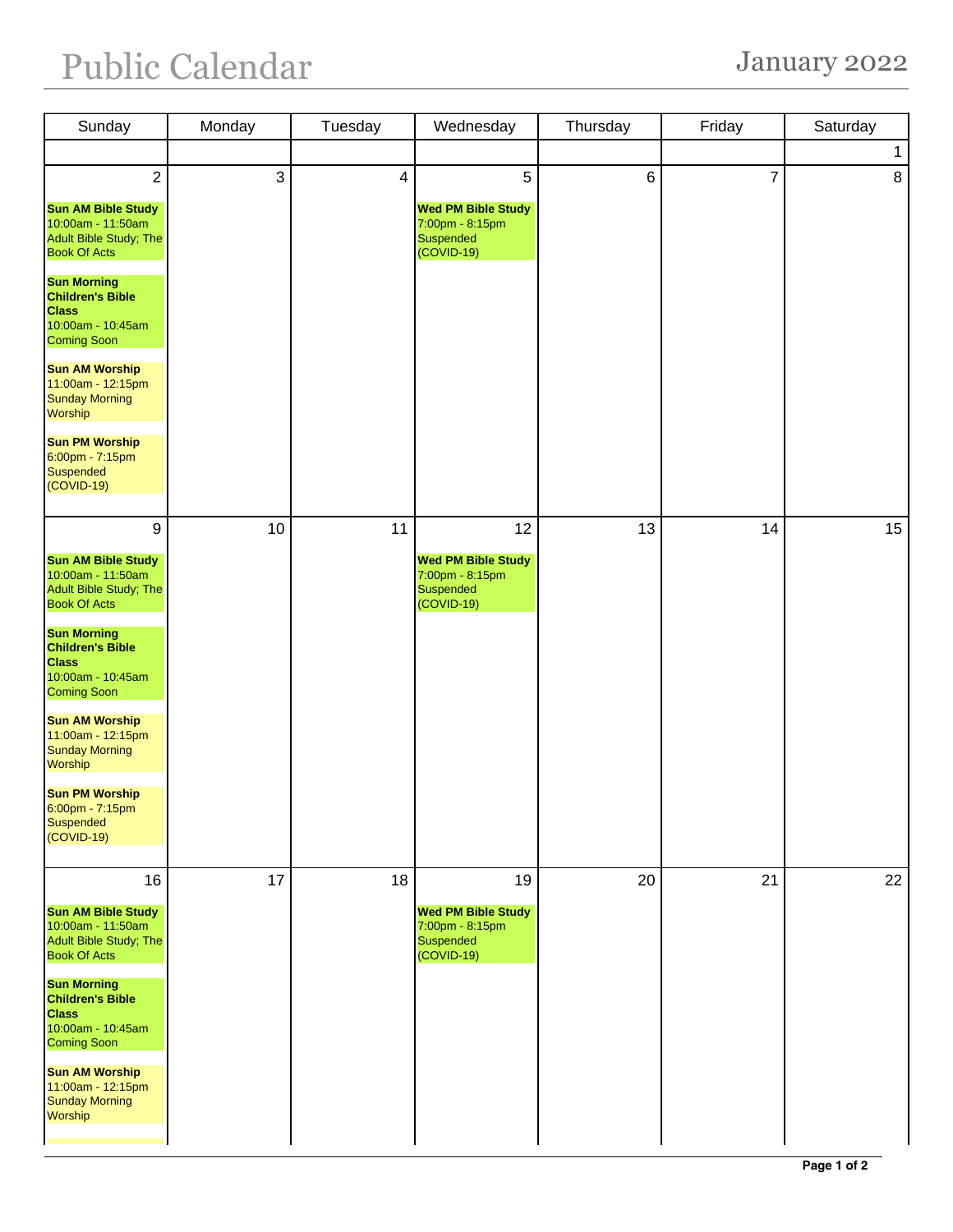# Public Calendar

## January 2022

| Sunday | Monday | Tuesday | Wednesday | Thursday | Friday | Saturday |
|---|---|---|---|---|---|---|
| | | | | | | 1 |
| 2<br><br>**Sun AM Bible Study**<br>10:00am - 11:50am<br>Adult Bible Study; The Book Of Acts<br><br>**Sun Morning Children's Bible Class**<br>10:00am - 10:45am<br>Coming Soon<br><br>**Sun AM Worship**<br>11:00am - 12:15pm<br>Sunday Morning Worship<br><br>**Sun PM Worship**<br>6:00pm - 7:15pm<br>Suspended (COVID-19) | 3 | 4 | 5<br><br>**Wed PM Bible Study**<br>7:00pm - 8:15pm<br>Suspended (COVID-19) | 6 | 7 | 8 |
| 9<br><br>**Sun AM Bible Study**<br>10:00am - 11:50am<br>Adult Bible Study; The Book Of Acts<br><br>**Sun Morning Children's Bible Class**<br>10:00am - 10:45am<br>Coming Soon<br><br>**Sun AM Worship**<br>11:00am - 12:15pm<br>Sunday Morning Worship<br><br>**Sun PM Worship**<br>6:00pm - 7:15pm<br>Suspended (COVID-19) | 10 | 11 | 12<br><br>**Wed PM Bible Study**<br>7:00pm - 8:15pm<br>Suspended (COVID-19) | 13 | 14 | 15 |
| 16<br><br>**Sun AM Bible Study**<br>10:00am - 11:50am<br>Adult Bible Study; The Book Of Acts<br><br>**Sun Morning Children's Bible Class**<br>10:00am - 10:45am<br>Coming Soon<br><br>**Sun AM Worship**<br>11:00am - 12:15pm<br>Sunday Morning Worship | 17 | 18 | 19<br><br>**Wed PM Bible Study**<br>7:00pm - 8:15pm<br>Suspended (COVID-19) | 20 | 21 | 22 |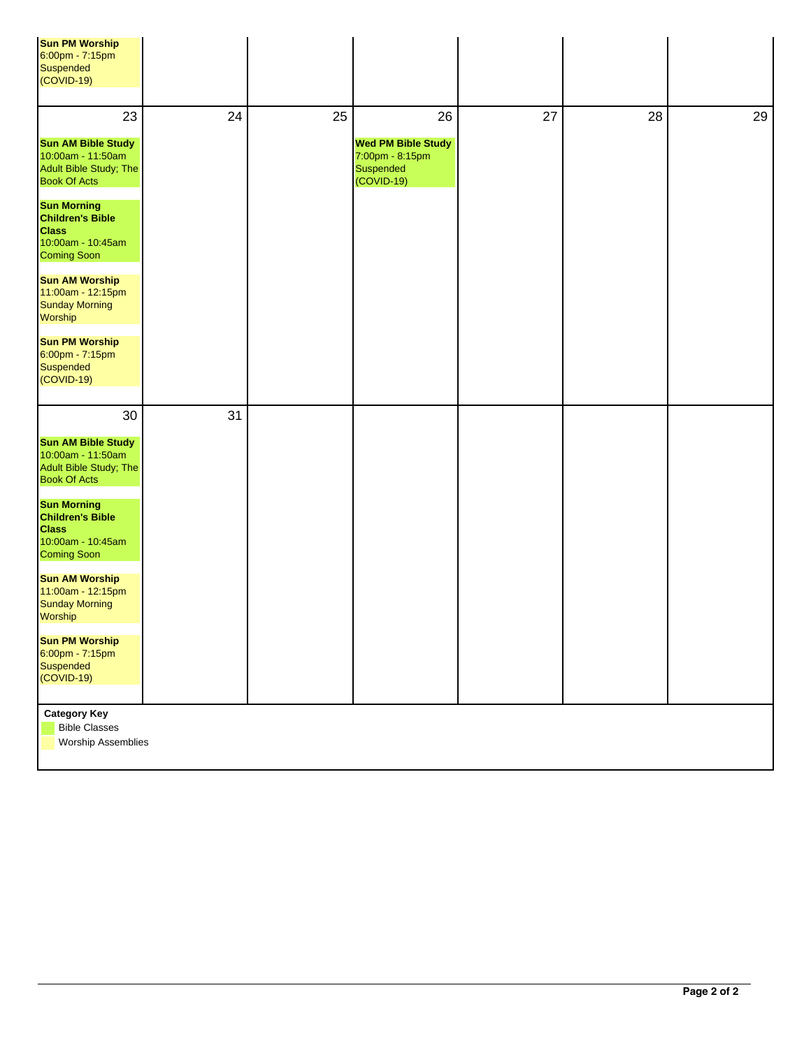| | | | | | | |
|---|---|---|---|---|---|---|
| **Sun PM Worship** 6:00pm - 7:15pm Suspended (COVID-19) | | | | | | |
| 23 **Sun AM Bible Study** 10:00am - 11:50am Adult Bible Study; The Book Of Acts **Sun Morning Children's Bible Class** 10:00am - 10:45am Coming Soon **Sun AM Worship** 11:00am - 12:15pm Sunday Morning Worship **Sun PM Worship** 6:00pm - 7:15pm Suspended (COVID-19) | 24 | 25 | 26 **Wed PM Bible Study** 7:00pm - 8:15pm Suspended (COVID-19) | 27 | 28 | 29 |
| 30 **Sun AM Bible Study** 10:00am - 11:50am Adult Bible Study; The Book Of Acts **Sun Morning Children's Bible Class** 10:00am - 10:45am Coming Soon **Sun AM Worship** 11:00am - 12:15pm Sunday Morning Worship **Sun PM Worship** 6:00pm - 7:15pm Suspended (COVID-19) | 31 | | | | | |

**Category Key**

- Bible Classes
- Worship Assemblies